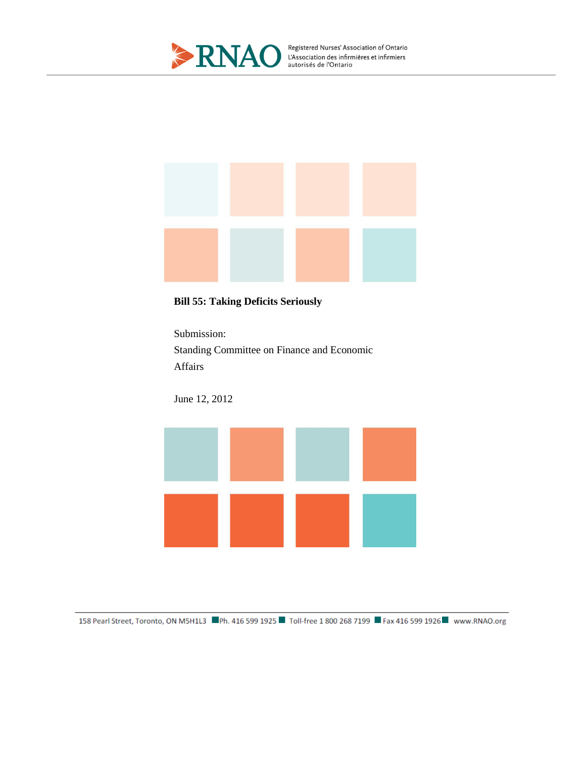RNAO Registered Nurses' Association of Ontario
L'Association des infirmières et infirmiers autorisés de l'Ontario

# Bill 55: Taking Deficits Seriously

Submission:
Standing Committee on Finance and Economic Affairs

June 12, 2012

158 Pearl Street, Toronto, ON M5H1L3 Ph. 416 599 1925 Toll-free 1 800 268 7199 Fax 416 599 1926 www.RNAO.org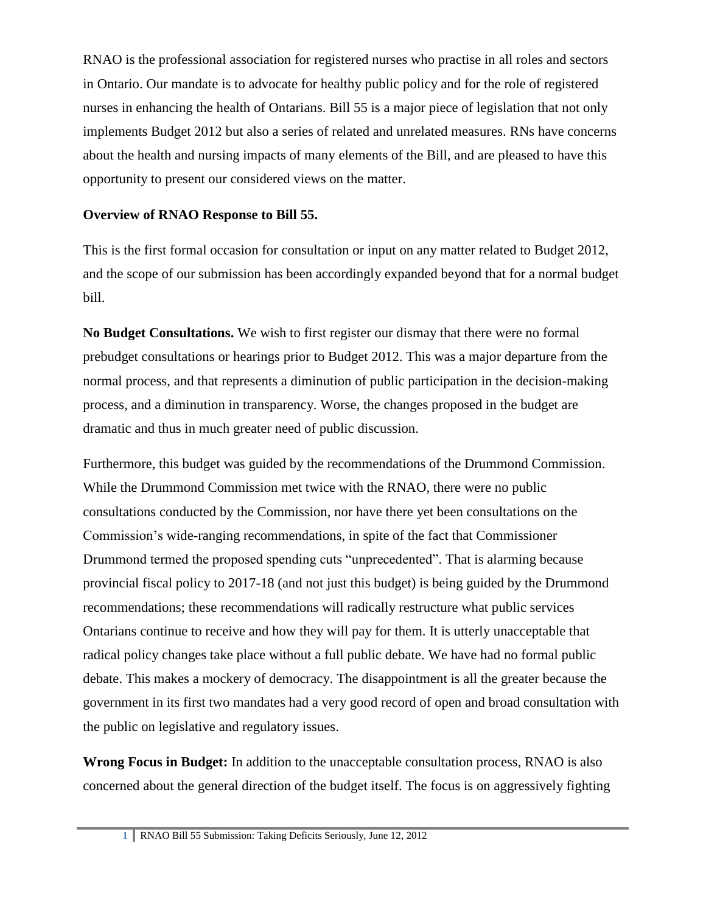RNAO is the professional association for registered nurses who practise in all roles and sectors in Ontario. Our mandate is to advocate for healthy public policy and for the role of registered nurses in enhancing the health of Ontarians. Bill 55 is a major piece of legislation that not only implements Budget 2012 but also a series of related and unrelated measures. RNs have concerns about the health and nursing impacts of many elements of the Bill, and are pleased to have this opportunity to present our considered views on the matter.

**Overview of RNAO Response to Bill 55.**

This is the first formal occasion for consultation or input on any matter related to Budget 2012, and the scope of our submission has been accordingly expanded beyond that for a normal budget bill.

**No Budget Consultations.** We wish to first register our dismay that there were no formal prebudget consultations or hearings prior to Budget 2012. This was a major departure from the normal process, and that represents a diminution of public participation in the decision-making process, and a diminution in transparency. Worse, the changes proposed in the budget are dramatic and thus in much greater need of public discussion.

Furthermore, this budget was guided by the recommendations of the Drummond Commission. While the Drummond Commission met twice with the RNAO, there were no public consultations conducted by the Commission, nor have there yet been consultations on the Commission's wide-ranging recommendations, in spite of the fact that Commissioner Drummond termed the proposed spending cuts "unprecedented". That is alarming because provincial fiscal policy to 2017-18 (and not just this budget) is being guided by the Drummond recommendations; these recommendations will radically restructure what public services Ontarians continue to receive and how they will pay for them. It is utterly unacceptable that radical policy changes take place without a full public debate. We have had no formal public debate. This makes a mockery of democracy. The disappointment is all the greater because the government in its first two mandates had a very good record of open and broad consultation with the public on legislative and regulatory issues.

**Wrong Focus in Budget:** In addition to the unacceptable consultation process, RNAO is also concerned about the general direction of the budget itself. The focus is on aggressively fighting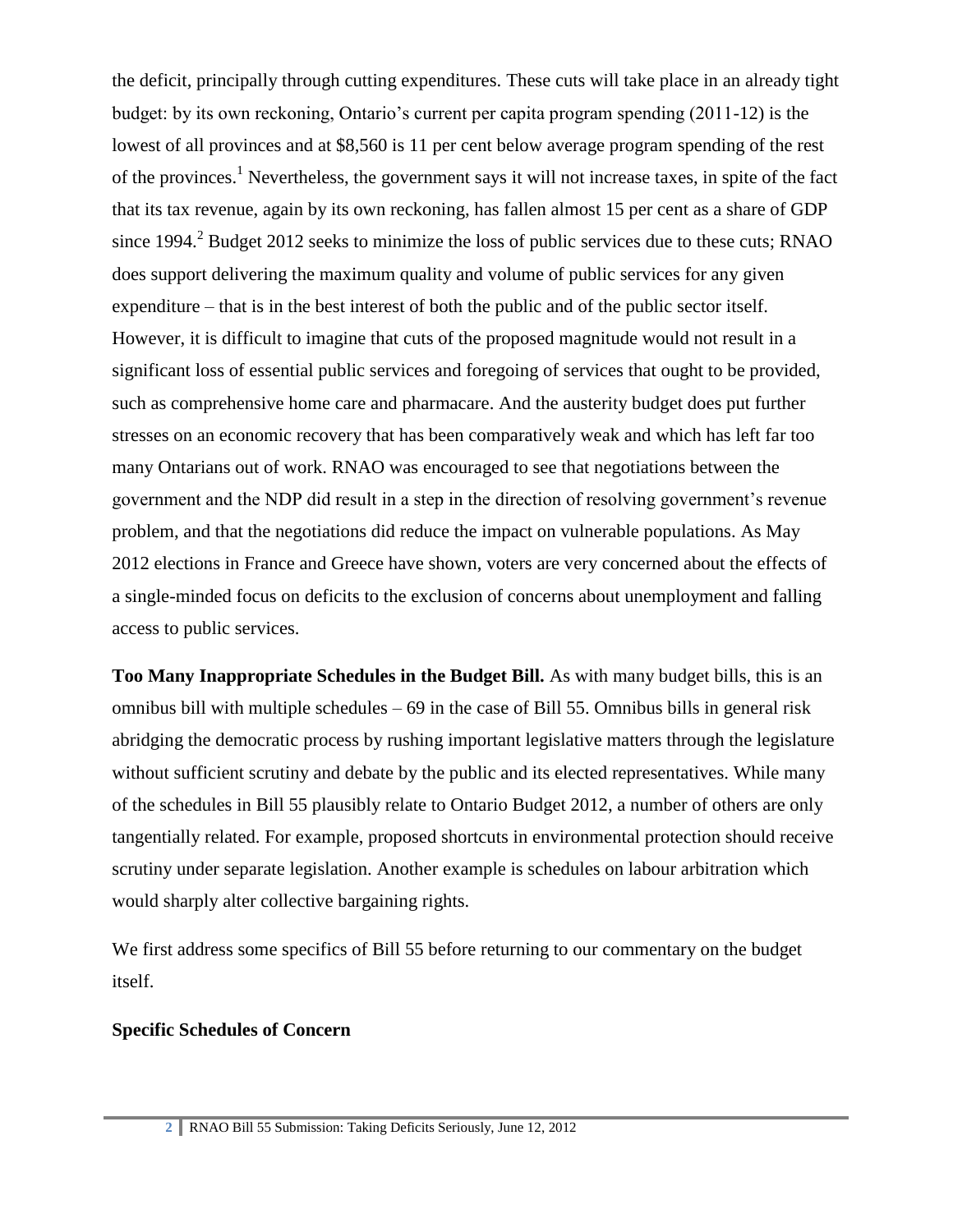the deficit, principally through cutting expenditures. These cuts will take place in an already tight budget: by its own reckoning, Ontario's current per capita program spending (2011-12) is the lowest of all provinces and at $8,560 is 11 per cent below average program spending of the rest of the provinces.[1] Nevertheless, the government says it will not increase taxes, in spite of the fact that its tax revenue, again by its own reckoning, has fallen almost 15 per cent as a share of GDP since 1994.[2] Budget 2012 seeks to minimize the loss of public services due to these cuts; RNAO does support delivering the maximum quality and volume of public services for any given expenditure – that is in the best interest of both the public and of the public sector itself. However, it is difficult to imagine that cuts of the proposed magnitude would not result in a significant loss of essential public services and foregoing of services that ought to be provided, such as comprehensive home care and pharmacare. And the austerity budget does put further stresses on an economic recovery that has been comparatively weak and which has left far too many Ontarians out of work. RNAO was encouraged to see that negotiations between the government and the NDP did result in a step in the direction of resolving government's revenue problem, and that the negotiations did reduce the impact on vulnerable populations. As May 2012 elections in France and Greece have shown, voters are very concerned about the effects of a single-minded focus on deficits to the exclusion of concerns about unemployment and falling access to public services.

**Too Many Inappropriate Schedules in the Budget Bill.** As with many budget bills, this is an omnibus bill with multiple schedules – 69 in the case of Bill 55. Omnibus bills in general risk abridging the democratic process by rushing important legislative matters through the legislature without sufficient scrutiny and debate by the public and its elected representatives. While many of the schedules in Bill 55 plausibly relate to Ontario Budget 2012, a number of others are only tangentially related. For example, proposed shortcuts in environmental protection should receive scrutiny under separate legislation. Another example is schedules on labour arbitration which would sharply alter collective bargaining rights.

We first address some specifics of Bill 55 before returning to our commentary on the budget itself.

**Specific Schedules of Concern**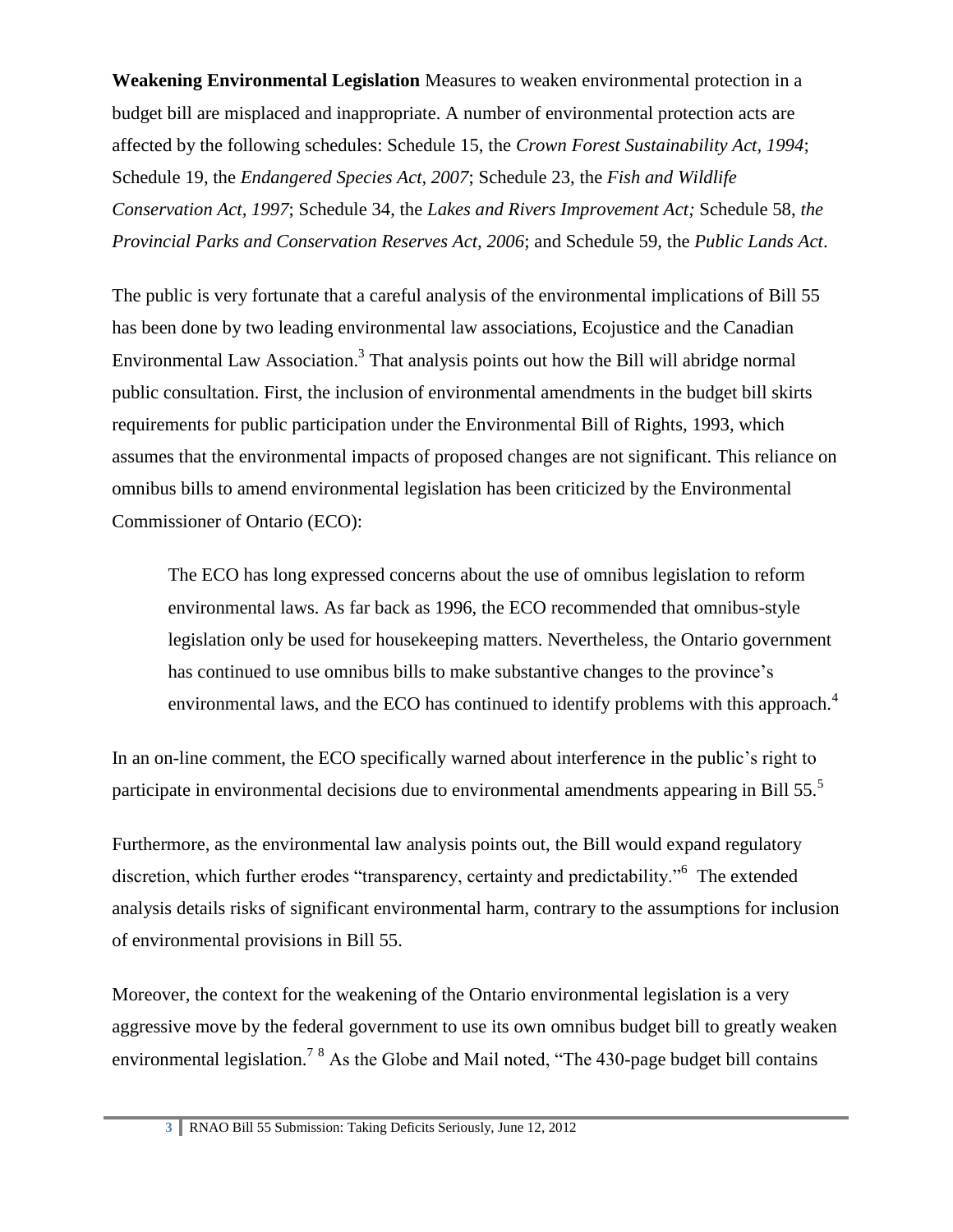**Weakening Environmental Legislation** Measures to weaken environmental protection in a budget bill are misplaced and inappropriate. A number of environmental protection acts are affected by the following schedules: Schedule 15, the *Crown Forest Sustainability Act, 1994*; Schedule 19, the *Endangered Species Act, 2007*; Schedule 23, the *Fish and Wildlife Conservation Act, 1997*; Schedule 34, the *Lakes and Rivers Improvement Act;* Schedule 58, *the Provincial Parks and Conservation Reserves Act, 2006*; and Schedule 59, the *Public Lands Act*.

The public is very fortunate that a careful analysis of the environmental implications of Bill 55 has been done by two leading environmental law associations, Ecojustice and the Canadian Environmental Law Association.[3] That analysis points out how the Bill will abridge normal public consultation. First, the inclusion of environmental amendments in the budget bill skirts requirements for public participation under the Environmental Bill of Rights, 1993, which assumes that the environmental impacts of proposed changes are not significant. This reliance on omnibus bills to amend environmental legislation has been criticized by the Environmental Commissioner of Ontario (ECO):

> The ECO has long expressed concerns about the use of omnibus legislation to reform environmental laws. As far back as 1996, the ECO recommended that omnibus-style legislation only be used for housekeeping matters. Nevertheless, the Ontario government has continued to use omnibus bills to make substantive changes to the province's environmental laws, and the ECO has continued to identify problems with this approach.[4]

In an on-line comment, the ECO specifically warned about interference in the public's right to participate in environmental decisions due to environmental amendments appearing in Bill 55.[5]

Furthermore, as the environmental law analysis points out, the Bill would expand regulatory discretion, which further erodes "transparency, certainty and predictability."[6] The extended analysis details risks of significant environmental harm, contrary to the assumptions for inclusion of environmental provisions in Bill 55.

Moreover, the context for the weakening of the Ontario environmental legislation is a very aggressive move by the federal government to use its own omnibus budget bill to greatly weaken environmental legislation.[7] [8] As the Globe and Mail noted, "The 430-page budget bill contains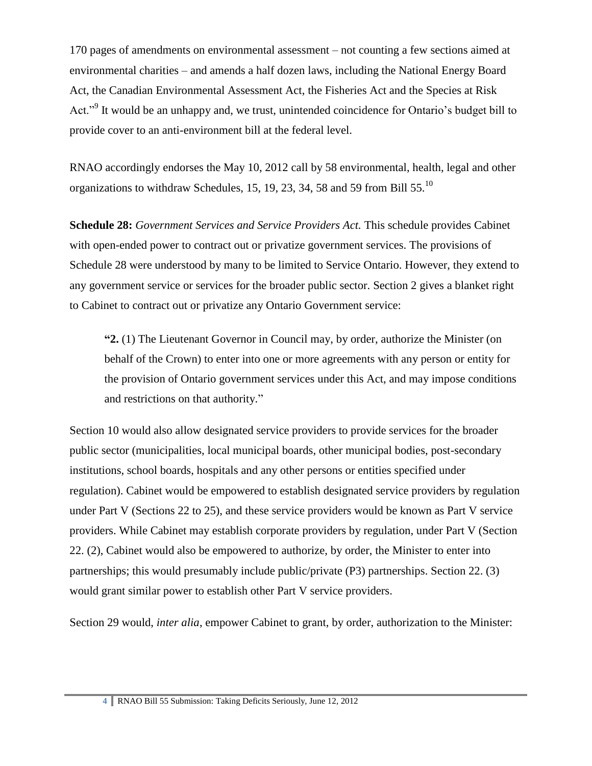170 pages of amendments on environmental assessment – not counting a few sections aimed at environmental charities – and amends a half dozen laws, including the National Energy Board Act, the Canadian Environmental Assessment Act, the Fisheries Act and the Species at Risk Act."[9] It would be an unhappy and, we trust, unintended coincidence for Ontario's budget bill to provide cover to an anti-environment bill at the federal level.

RNAO accordingly endorses the May 10, 2012 call by 58 environmental, health, legal and other organizations to withdraw Schedules, 15, 19, 23, 34, 58 and 59 from Bill 55.[10]

**Schedule 28:** *Government Services and Service Providers Act.* This schedule provides Cabinet with open-ended power to contract out or privatize government services. The provisions of Schedule 28 were understood by many to be limited to Service Ontario. However, they extend to any government service or services for the broader public sector. Section 2 gives a blanket right to Cabinet to contract out or privatize any Ontario Government service:

> **"2.** (1) The Lieutenant Governor in Council may, by order, authorize the Minister (on behalf of the Crown) to enter into one or more agreements with any person or entity for the provision of Ontario government services under this Act, and may impose conditions and restrictions on that authority."

Section 10 would also allow designated service providers to provide services for the broader public sector (municipalities, local municipal boards, other municipal bodies, post-secondary institutions, school boards, hospitals and any other persons or entities specified under regulation). Cabinet would be empowered to establish designated service providers by regulation under Part V (Sections 22 to 25), and these service providers would be known as Part V service providers. While Cabinet may establish corporate providers by regulation, under Part V (Section 22. (2), Cabinet would also be empowered to authorize, by order, the Minister to enter into partnerships; this would presumably include public/private (P3) partnerships. Section 22. (3) would grant similar power to establish other Part V service providers.

Section 29 would, *inter alia*, empower Cabinet to grant, by order, authorization to the Minister: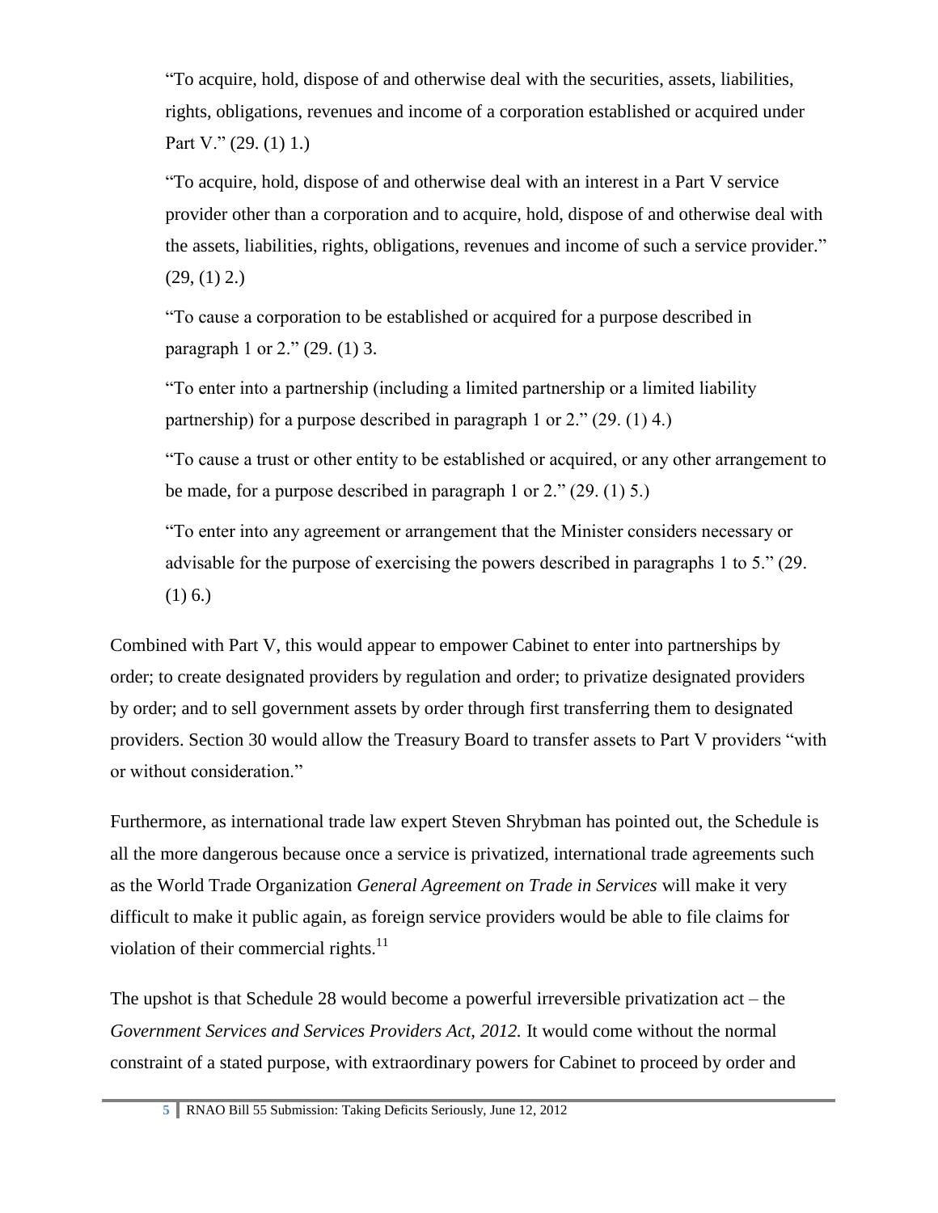> "To acquire, hold, dispose of and otherwise deal with the securities, assets, liabilities, rights, obligations, revenues and income of a corporation established or acquired under Part V." (29. (1) 1.)
>
> "To acquire, hold, dispose of and otherwise deal with an interest in a Part V service provider other than a corporation and to acquire, hold, dispose of and otherwise deal with the assets, liabilities, rights, obligations, revenues and income of such a service provider." (29, (1) 2.)
>
> "To cause a corporation to be established or acquired for a purpose described in paragraph 1 or 2." (29. (1) 3.
>
> "To enter into a partnership (including a limited partnership or a limited liability partnership) for a purpose described in paragraph 1 or 2." (29. (1) 4.)
>
> "To cause a trust or other entity to be established or acquired, or any other arrangement to be made, for a purpose described in paragraph 1 or 2." (29. (1) 5.)
>
> "To enter into any agreement or arrangement that the Minister considers necessary or advisable for the purpose of exercising the powers described in paragraphs 1 to 5." (29. (1) 6.)

Combined with Part V, this would appear to empower Cabinet to enter into partnerships by order; to create designated providers by regulation and order; to privatize designated providers by order; and to sell government assets by order through first transferring them to designated providers. Section 30 would allow the Treasury Board to transfer assets to Part V providers "with or without consideration."

Furthermore, as international trade law expert Steven Shrybman has pointed out, the Schedule is all the more dangerous because once a service is privatized, international trade agreements such as the World Trade Organization *General Agreement on Trade in Services* will make it very difficult to make it public again, as foreign service providers would be able to file claims for violation of their commercial rights.[11]

The upshot is that Schedule 28 would become a powerful irreversible privatization act – the *Government Services and Services Providers Act, 2012.* It would come without the normal constraint of a stated purpose, with extraordinary powers for Cabinet to proceed by order and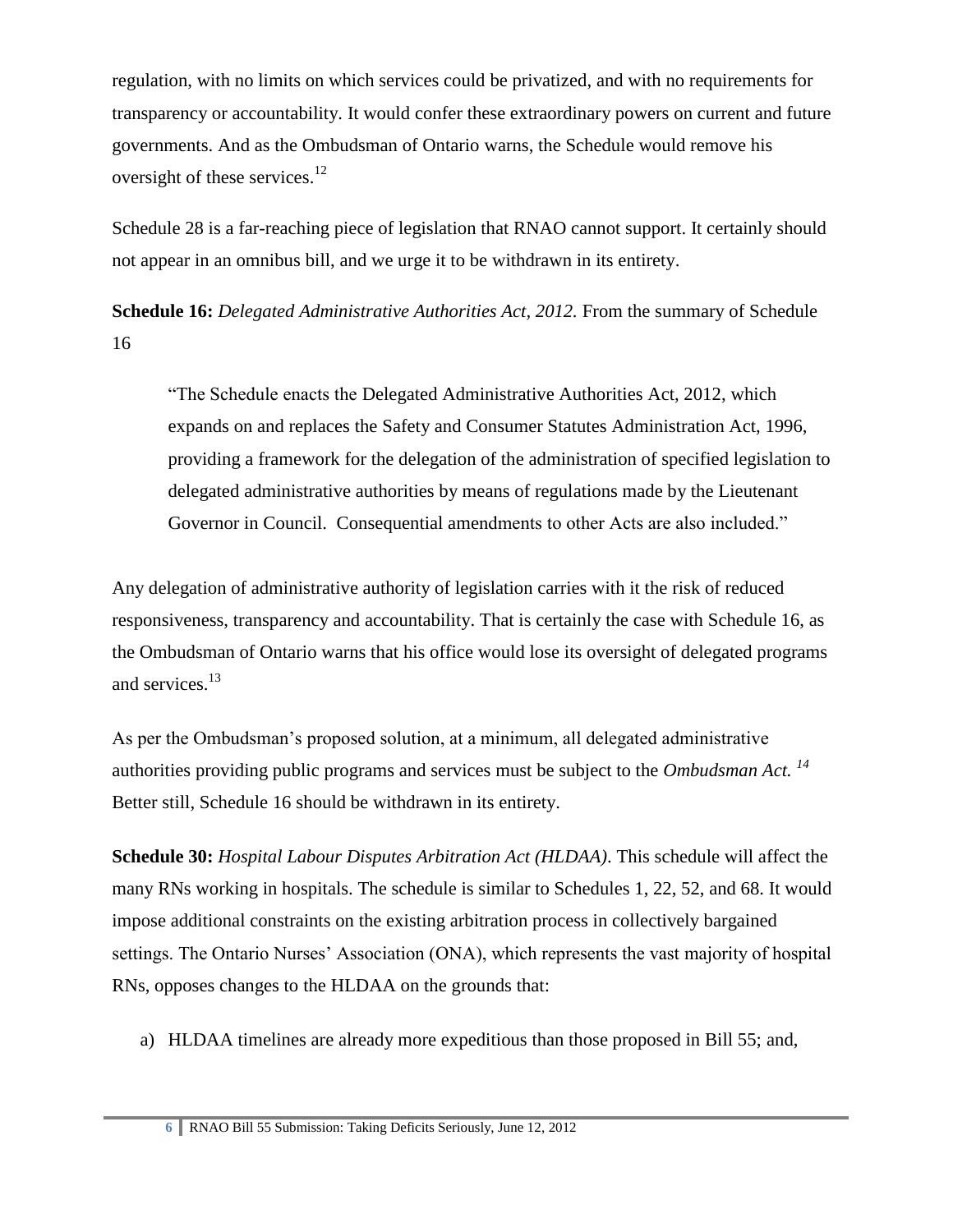regulation, with no limits on which services could be privatized, and with no requirements for transparency or accountability. It would confer these extraordinary powers on current and future governments. And as the Ombudsman of Ontario warns, the Schedule would remove his oversight of these services.[12]

Schedule 28 is a far-reaching piece of legislation that RNAO cannot support. It certainly should not appear in an omnibus bill, and we urge it to be withdrawn in its entirety.

**Schedule 16:** *Delegated Administrative Authorities Act, 2012.* From the summary of Schedule 16

> "The Schedule enacts the Delegated Administrative Authorities Act, 2012, which expands on and replaces the Safety and Consumer Statutes Administration Act, 1996, providing a framework for the delegation of the administration of specified legislation to delegated administrative authorities by means of regulations made by the Lieutenant Governor in Council. Consequential amendments to other Acts are also included."

Any delegation of administrative authority of legislation carries with it the risk of reduced responsiveness, transparency and accountability. That is certainly the case with Schedule 16, as the Ombudsman of Ontario warns that his office would lose its oversight of delegated programs and services.[13]

As per the Ombudsman's proposed solution, at a minimum, all delegated administrative authorities providing public programs and services must be subject to the *Ombudsman Act.*[14] Better still, Schedule 16 should be withdrawn in its entirety.

**Schedule 30:** *Hospital Labour Disputes Arbitration Act (HLDAA)*. This schedule will affect the many RNs working in hospitals. The schedule is similar to Schedules 1, 22, 52, and 68. It would impose additional constraints on the existing arbitration process in collectively bargained settings. The Ontario Nurses' Association (ONA), which represents the vast majority of hospital RNs, opposes changes to the HLDAA on the grounds that:

a) HLDAA timelines are already more expeditious than those proposed in Bill 55; and,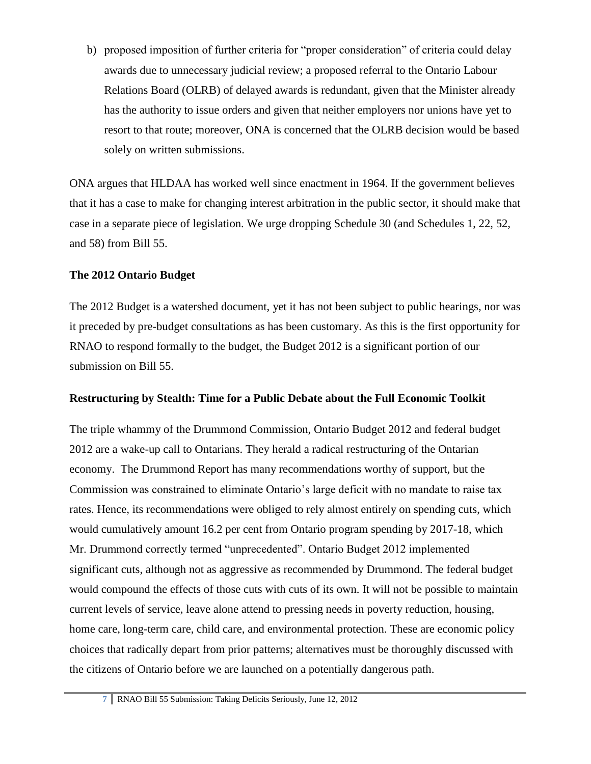b) proposed imposition of further criteria for "proper consideration" of criteria could delay awards due to unnecessary judicial review; a proposed referral to the Ontario Labour Relations Board (OLRB) of delayed awards is redundant, given that the Minister already has the authority to issue orders and given that neither employers nor unions have yet to resort to that route; moreover, ONA is concerned that the OLRB decision would be based solely on written submissions.

ONA argues that HLDAA has worked well since enactment in 1964. If the government believes that it has a case to make for changing interest arbitration in the public sector, it should make that case in a separate piece of legislation. We urge dropping Schedule 30 (and Schedules 1, 22, 52, and 58) from Bill 55.

**The 2012 Ontario Budget**

The 2012 Budget is a watershed document, yet it has not been subject to public hearings, nor was it preceded by pre-budget consultations as has been customary. As this is the first opportunity for RNAO to respond formally to the budget, the Budget 2012 is a significant portion of our submission on Bill 55.

**Restructuring by Stealth: Time for a Public Debate about the Full Economic Toolkit**

The triple whammy of the Drummond Commission, Ontario Budget 2012 and federal budget 2012 are a wake-up call to Ontarians. They herald a radical restructuring of the Ontarian economy. The Drummond Report has many recommendations worthy of support, but the Commission was constrained to eliminate Ontario's large deficit with no mandate to raise tax rates. Hence, its recommendations were obliged to rely almost entirely on spending cuts, which would cumulatively amount 16.2 per cent from Ontario program spending by 2017-18, which Mr. Drummond correctly termed "unprecedented". Ontario Budget 2012 implemented significant cuts, although not as aggressive as recommended by Drummond. The federal budget would compound the effects of those cuts with cuts of its own. It will not be possible to maintain current levels of service, leave alone attend to pressing needs in poverty reduction, housing, home care, long-term care, child care, and environmental protection. These are economic policy choices that radically depart from prior patterns; alternatives must be thoroughly discussed with the citizens of Ontario before we are launched on a potentially dangerous path.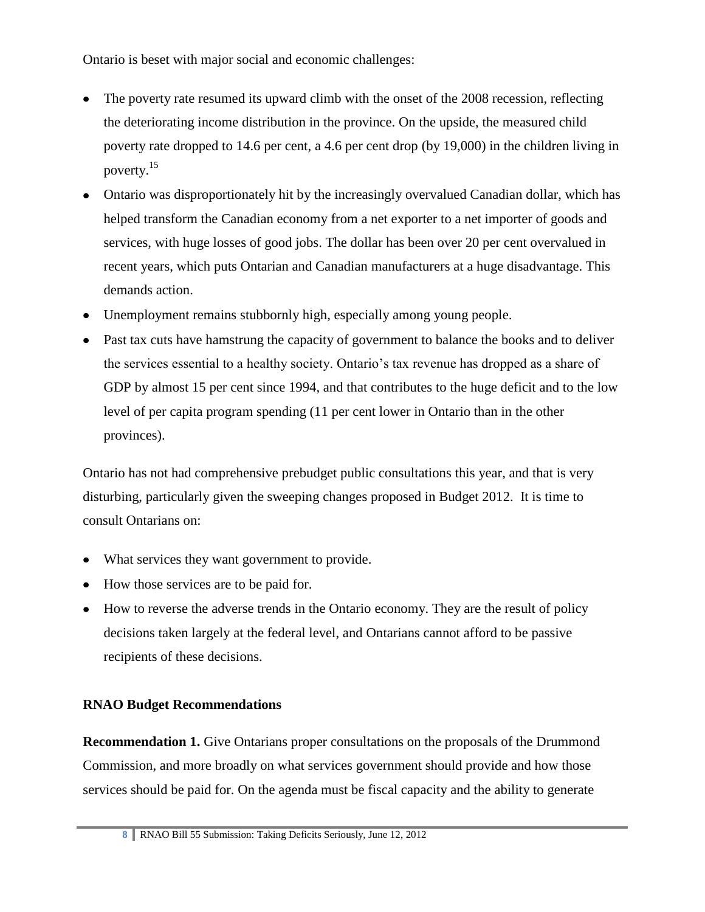Ontario is beset with major social and economic challenges:

- The poverty rate resumed its upward climb with the onset of the 2008 recession, reflecting the deteriorating income distribution in the province. On the upside, the measured child poverty rate dropped to 14.6 per cent, a 4.6 per cent drop (by 19,000) in the children living in poverty.[15]
- Ontario was disproportionately hit by the increasingly overvalued Canadian dollar, which has helped transform the Canadian economy from a net exporter to a net importer of goods and services, with huge losses of good jobs. The dollar has been over 20 per cent overvalued in recent years, which puts Ontarian and Canadian manufacturers at a huge disadvantage. This demands action.
- Unemployment remains stubbornly high, especially among young people.
- Past tax cuts have hamstrung the capacity of government to balance the books and to deliver the services essential to a healthy society. Ontario's tax revenue has dropped as a share of GDP by almost 15 per cent since 1994, and that contributes to the huge deficit and to the low level of per capita program spending (11 per cent lower in Ontario than in the other provinces).

Ontario has not had comprehensive prebudget public consultations this year, and that is very disturbing, particularly given the sweeping changes proposed in Budget 2012. It is time to consult Ontarians on:

- What services they want government to provide.
- How those services are to be paid for.
- How to reverse the adverse trends in the Ontario economy. They are the result of policy decisions taken largely at the federal level, and Ontarians cannot afford to be passive recipients of these decisions.

**RNAO Budget Recommendations**

**Recommendation 1.** Give Ontarians proper consultations on the proposals of the Drummond Commission, and more broadly on what services government should provide and how those services should be paid for. On the agenda must be fiscal capacity and the ability to generate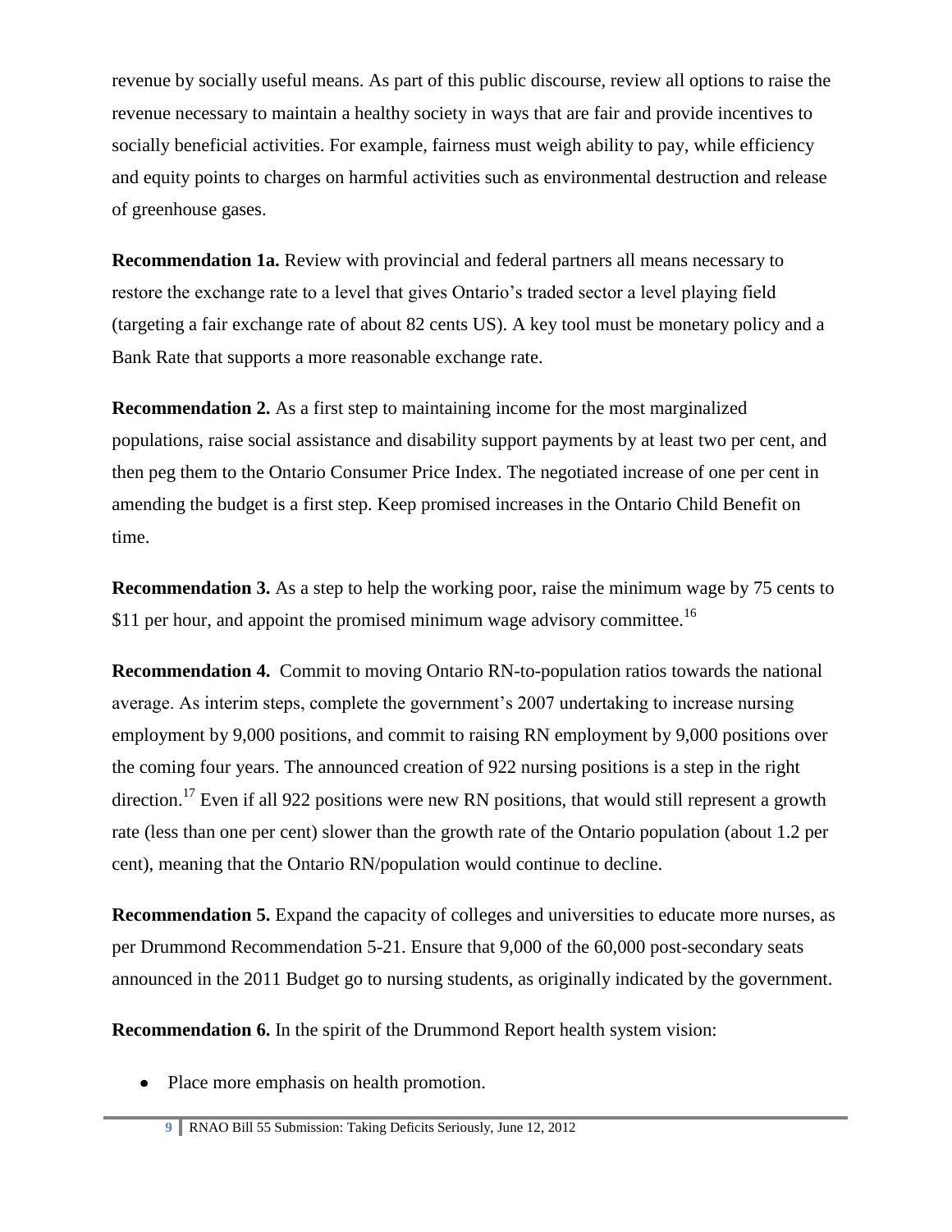revenue by socially useful means. As part of this public discourse, review all options to raise the revenue necessary to maintain a healthy society in ways that are fair and provide incentives to socially beneficial activities. For example, fairness must weigh ability to pay, while efficiency and equity points to charges on harmful activities such as environmental destruction and release of greenhouse gases.

**Recommendation 1a.** Review with provincial and federal partners all means necessary to restore the exchange rate to a level that gives Ontario's traded sector a level playing field (targeting a fair exchange rate of about 82 cents US). A key tool must be monetary policy and a Bank Rate that supports a more reasonable exchange rate.

**Recommendation 2.** As a first step to maintaining income for the most marginalized populations, raise social assistance and disability support payments by at least two per cent, and then peg them to the Ontario Consumer Price Index. The negotiated increase of one per cent in amending the budget is a first step. Keep promised increases in the Ontario Child Benefit on time.

**Recommendation 3.** As a step to help the working poor, raise the minimum wage by 75 cents to $11 per hour, and appoint the promised minimum wage advisory committee.[16]

**Recommendation 4.** Commit to moving Ontario RN-to-population ratios towards the national average. As interim steps, complete the government's 2007 undertaking to increase nursing employment by 9,000 positions, and commit to raising RN employment by 9,000 positions over the coming four years. The announced creation of 922 nursing positions is a step in the right direction.[17] Even if all 922 positions were new RN positions, that would still represent a growth rate (less than one per cent) slower than the growth rate of the Ontario population (about 1.2 per cent), meaning that the Ontario RN/population would continue to decline.

**Recommendation 5.** Expand the capacity of colleges and universities to educate more nurses, as per Drummond Recommendation 5-21. Ensure that 9,000 of the 60,000 post-secondary seats announced in the 2011 Budget go to nursing students, as originally indicated by the government.

**Recommendation 6.** In the spirit of the Drummond Report health system vision:

- Place more emphasis on health promotion.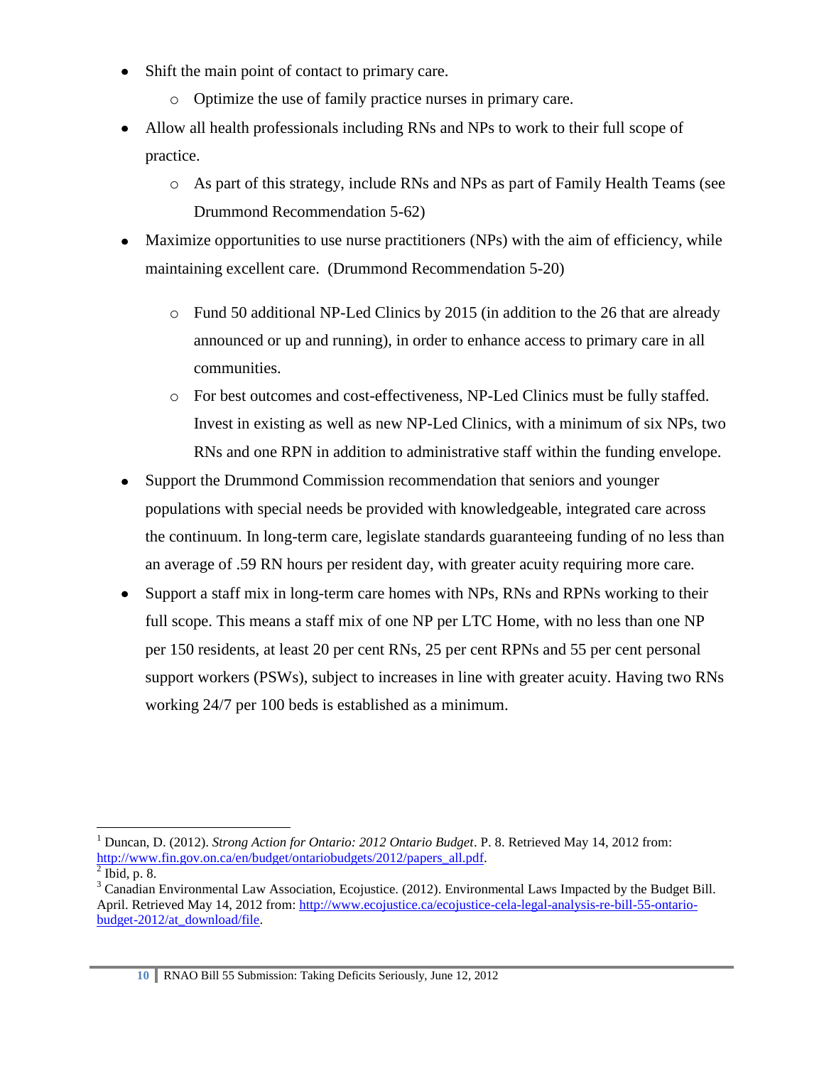- Shift the main point of contact to primary care.
  - Optimize the use of family practice nurses in primary care.
- Allow all health professionals including RNs and NPs to work to their full scope of practice.
  - As part of this strategy, include RNs and NPs as part of Family Health Teams (see Drummond Recommendation 5-62)
- Maximize opportunities to use nurse practitioners (NPs) with the aim of efficiency, while maintaining excellent care. (Drummond Recommendation 5-20)
  - Fund 50 additional NP-Led Clinics by 2015 (in addition to the 26 that are already announced or up and running), in order to enhance access to primary care in all communities.
  - For best outcomes and cost-effectiveness, NP-Led Clinics must be fully staffed. Invest in existing as well as new NP-Led Clinics, with a minimum of six NPs, two RNs and one RPN in addition to administrative staff within the funding envelope.
- Support the Drummond Commission recommendation that seniors and younger populations with special needs be provided with knowledgeable, integrated care across the continuum. In long-term care, legislate standards guaranteeing funding of no less than an average of .59 RN hours per resident day, with greater acuity requiring more care.
- Support a staff mix in long-term care homes with NPs, RNs and RPNs working to their full scope. This means a staff mix of one NP per LTC Home, with no less than one NP per 150 residents, at least 20 per cent RNs, 25 per cent RPNs and 55 per cent personal support workers (PSWs), subject to increases in line with greater acuity. Having two RNs working 24/7 per 100 beds is established as a minimum.

---

[1] Duncan, D. (2012). *Strong Action for Ontario: 2012 Ontario Budget*. P. 8. Retrieved May 14, 2012 from: http://www.fin.gov.on.ca/en/budget/ontariobudgets/2012/papers_all.pdf.

[2] Ibid, p. 8.

[3] Canadian Environmental Law Association, Ecojustice. (2012). Environmental Laws Impacted by the Budget Bill. April. Retrieved May 14, 2012 from: http://www.ecojustice.ca/ecojustice-cela-legal-analysis-re-bill-55-ontario-budget-2012/at_download/file.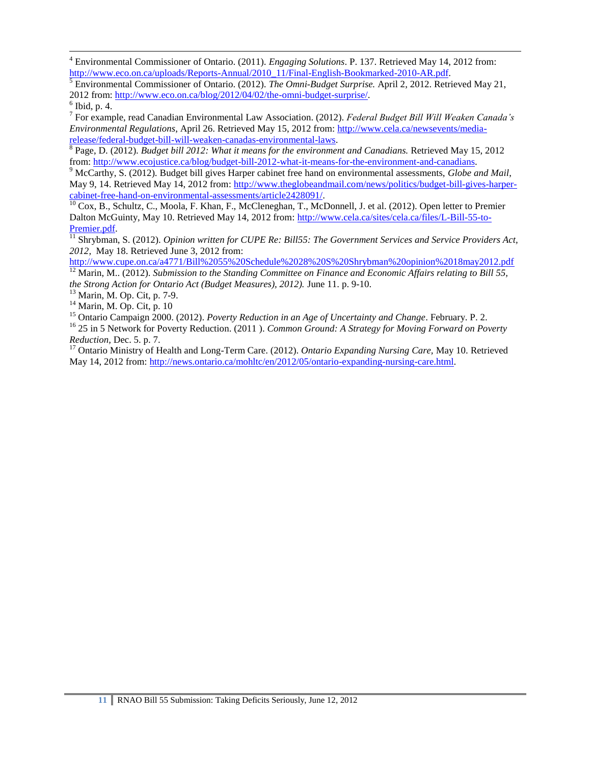[4] Environmental Commissioner of Ontario. (2011). *Engaging Solutions*. P. 137. Retrieved May 14, 2012 from: http://www.eco.on.ca/uploads/Reports-Annual/2010_11/Final-English-Bookmarked-2010-AR.pdf.

[5] Environmental Commissioner of Ontario. (2012). *The Omni-Budget Surprise.* April 2, 2012. Retrieved May 21, 2012 from: http://www.eco.on.ca/blog/2012/04/02/the-omni-budget-surprise/.

[6] Ibid, p. 4.

[7] For example, read Canadian Environmental Law Association. (2012). *Federal Budget Bill Will Weaken Canada's Environmental Regulations*, April 26. Retrieved May 15, 2012 from: http://www.cela.ca/newsevents/media-release/federal-budget-bill-will-weaken-canadas-environmental-laws.

[8] Page, D. (2012). *Budget bill 2012: What it means for the environment and Canadians.* Retrieved May 15, 2012 from: http://www.ecojustice.ca/blog/budget-bill-2012-what-it-means-for-the-environment-and-canadians.

[9] McCarthy, S. (2012). Budget bill gives Harper cabinet free hand on environmental assessments, *Globe and Mail*, May 9, 14. Retrieved May 14, 2012 from: http://www.theglobeandmail.com/news/politics/budget-bill-gives-harper-cabinet-free-hand-on-environmental-assessments/article2428091/.

[10] Cox, B., Schultz, C., Moola, F. Khan, F., McCleneghan, T., McDonnell, J. et al. (2012). Open letter to Premier Dalton McGuinty, May 10. Retrieved May 14, 2012 from: http://www.cela.ca/sites/cela.ca/files/L-Bill-55-to-Premier.pdf.

[11] Shrybman, S. (2012). *Opinion written for CUPE Re: Bill55: The Government Services and Service Providers Act, 2012,* May 18. Retrieved June 3, 2012 from: http://www.cupe.on.ca/a4771/Bill%2055%20Schedule%2028%20S%20Shrybman%20opinion%2018may2012.pdf

[12] Marin, M.. (2012). *Submission to the Standing Committee on Finance and Economic Affairs relating to Bill 55, the Strong Action for Ontario Act (Budget Measures), 2012).* June 11. p. 9-10.

[13] Marin, M. Op. Cit, p. 7-9.

[14] Marin, M. Op. Cit, p. 10

[15] Ontario Campaign 2000. (2012). *Poverty Reduction in an Age of Uncertainty and Change*. February. P. 2.

[16] 25 in 5 Network for Poverty Reduction. (2011 ). *Common Ground: A Strategy for Moving Forward on Poverty Reduction*, Dec. 5. p. 7.

[17] Ontario Ministry of Health and Long-Term Care. (2012). *Ontario Expanding Nursing Care,* May 10. Retrieved May 14, 2012 from: http://news.ontario.ca/mohltc/en/2012/05/ontario-expanding-nursing-care.html.